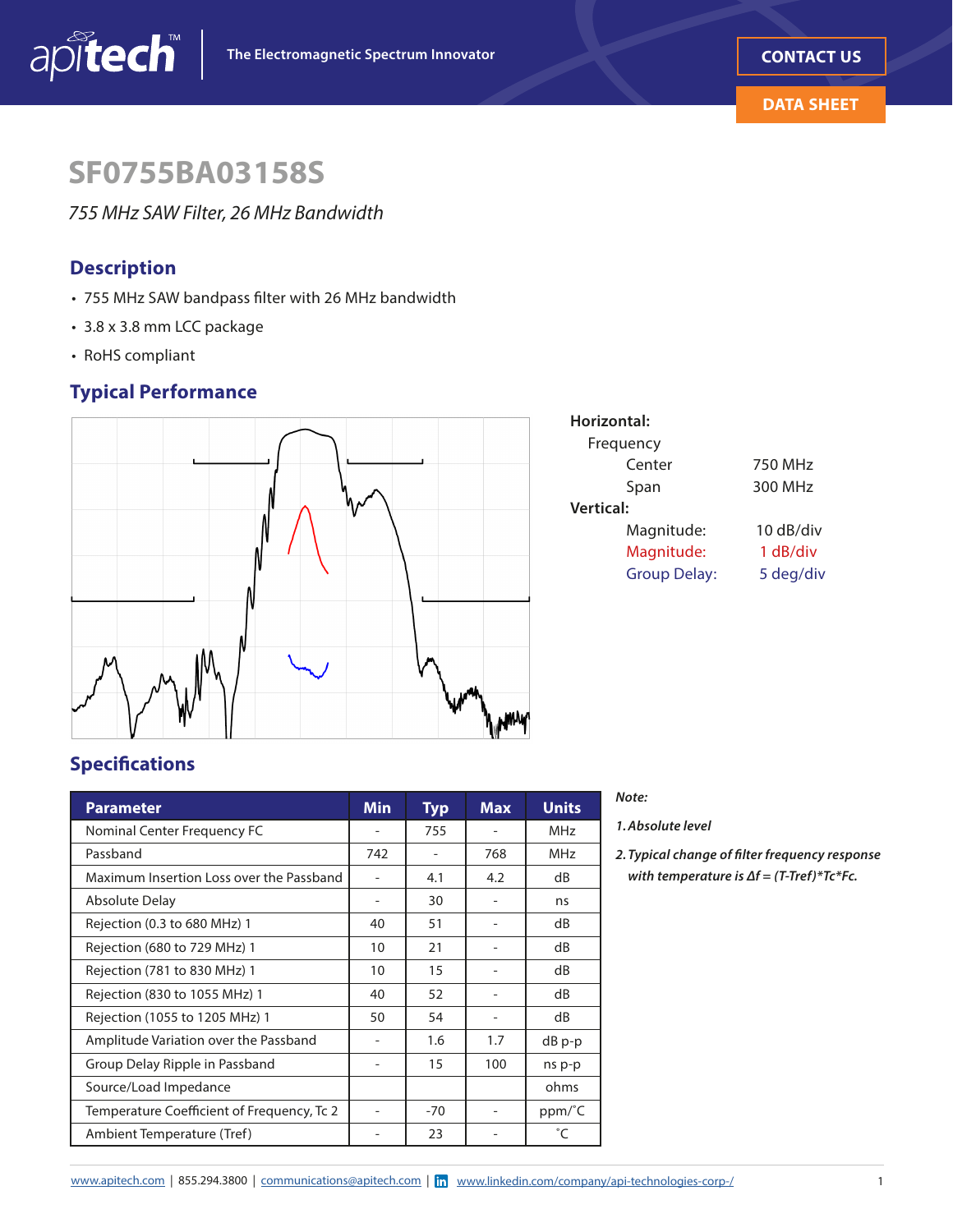# SF0755BA03158S

*755 MHz SAW Filter, 26 MHz Bandwidth*

## Description

- 755 MHz SAW bandpass filter with 26 MHz bandwidth
- 3.8 x 3.8 mm LCC package
- RoHS compliant

## Typical Performance

**Horizontal:**

Frequency

| | |
|---|---|
| Center | 750 MHz |
| Span | 300 MHz |

**Vertical:**

| | |
|---|---|
| Magnitude: | 10 dB/div |
| Magnitude: | 1 dB/div |
| Group Delay: | 5 deg/div |

## Specifications

| Parameter | Min | Typ | Max | Units |
|---|---|---|---|---|
| Nominal Center Frequency FC | - | 755 | - | MHz |
| Passband | 742 | - | 768 | MHz |
| Maximum Insertion Loss over the Passband | - | 4.1 | 4.2 | dB |
| Absolute Delay | - | 30 | - | ns |
| Rejection (0.3 to 680 MHz) 1 | 40 | 51 | - | dB |
| Rejection (680 to 729 MHz) 1 | 10 | 21 | - | dB |
| Rejection (781 to 830 MHz) 1 | 10 | 15 | - | dB |
| Rejection (830 to 1055 MHz) 1 | 40 | 52 | - | dB |
| Rejection (1055 to 1205 MHz) 1 | 50 | 54 | - | dB |
| Amplitude Variation over the Passband | - | 1.6 | 1.7 | dB p-p |
| Group Delay Ripple in Passband | - | 15 | 100 | ns p-p |
| Source/Load Impedance | | | | ohms |
| Temperature Coefficient of Frequency, Tc 2 | - | -70 | - | ppm/˚C |
| Ambient Temperature (Tref) | - | 23 | - | ˚C |

***Note:***

*1. Absolute level*

*2. Typical change of filter frequency response with temperature is Δf = (T-Tref)\*Tc\*Fc.*

www.apitech.com | 855.294.3800 | communications@apitech.com | www.linkedin.com/company/api-technologies-corp-/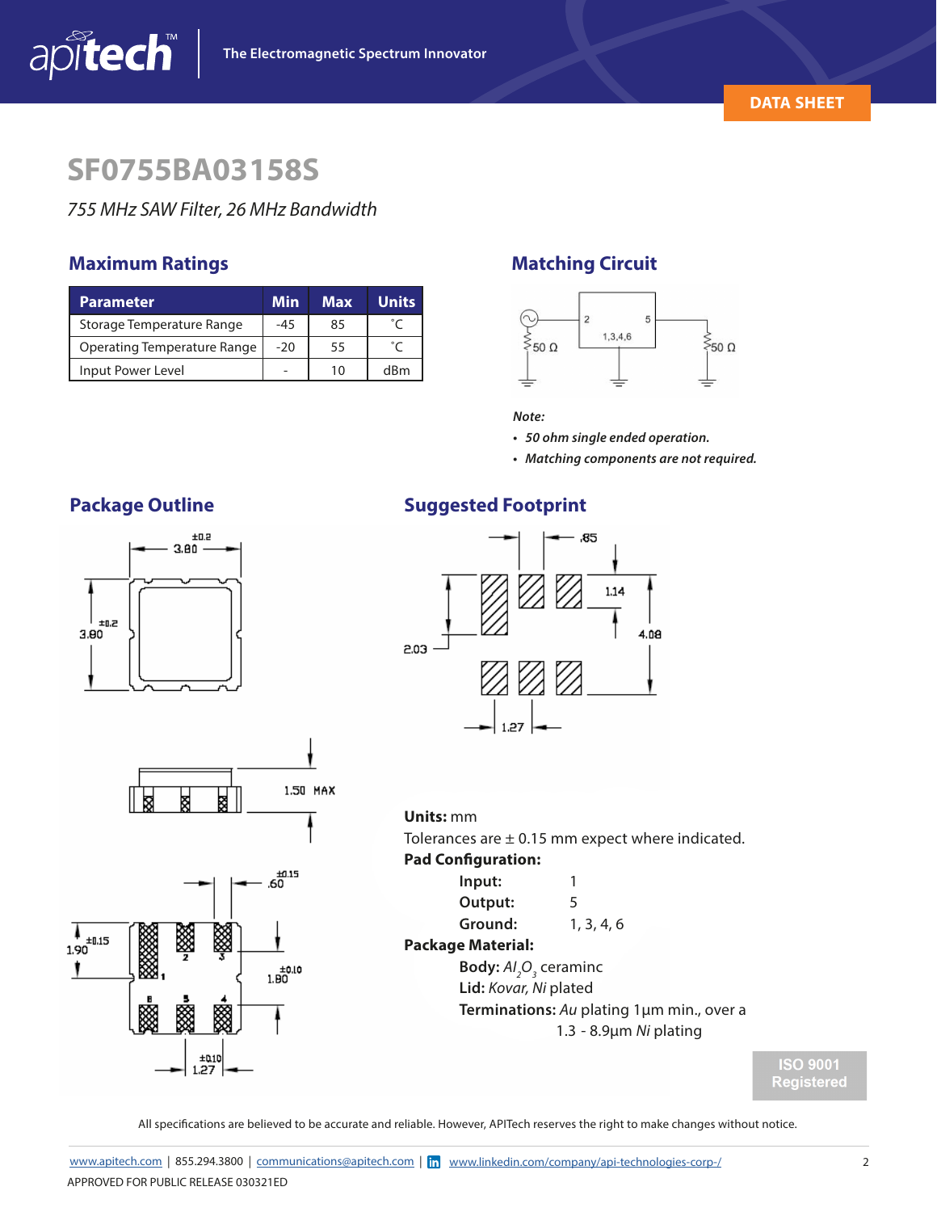# SF0755BA03158S

*755 MHz SAW Filter, 26 MHz Bandwidth*

## Maximum Ratings

| Parameter | Min | Max | Units |
|---|---|---|---|
| Storage Temperature Range | -45 | 85 | ˚C |
| Operating Temperature Range | -20 | 55 | ˚C |
| Input Power Level | - | 10 | dBm |

## Matching Circuit

2
5
1,3,4,6
50 Ω
50 Ω

*Note:*

- ***50 ohm single ended operation.***
- ***Matching components are not required.***

## Package Outline

±0.2
3.80
±0.2
3.80
1.50 MAX
±0.15
.60
±0.15
1.90
±0.10
1.80
±0.10
1.27
1
2
3
4
5
6

## Suggested Footprint

.85
1.14
4.08
2.03
1.27

**Units:** mm

Tolerances are ± 0.15 mm expect where indicated.

**Pad Configuration:**

- **Input:** 1
- **Output:** 5
- **Ground:** 1, 3, 4, 6

**Package Material:**

- **Body:** *$Al_2O_3$* ceraminc
- **Lid:** *Kovar, Ni* plated
- **Terminations:** *Au* plating 1µm min., over a 1.3 - 8.9µm *Ni* plating

ISO 9001 Registered

All specifications are believed to be accurate and reliable. However, APITech reserves the right to make changes without notice.

www.apitech.com | 855.294.3800 | communications@apitech.com | www.linkedin.com/company/api-technologies-corp-/

APPROVED FOR PUBLIC RELEASE 030321ED